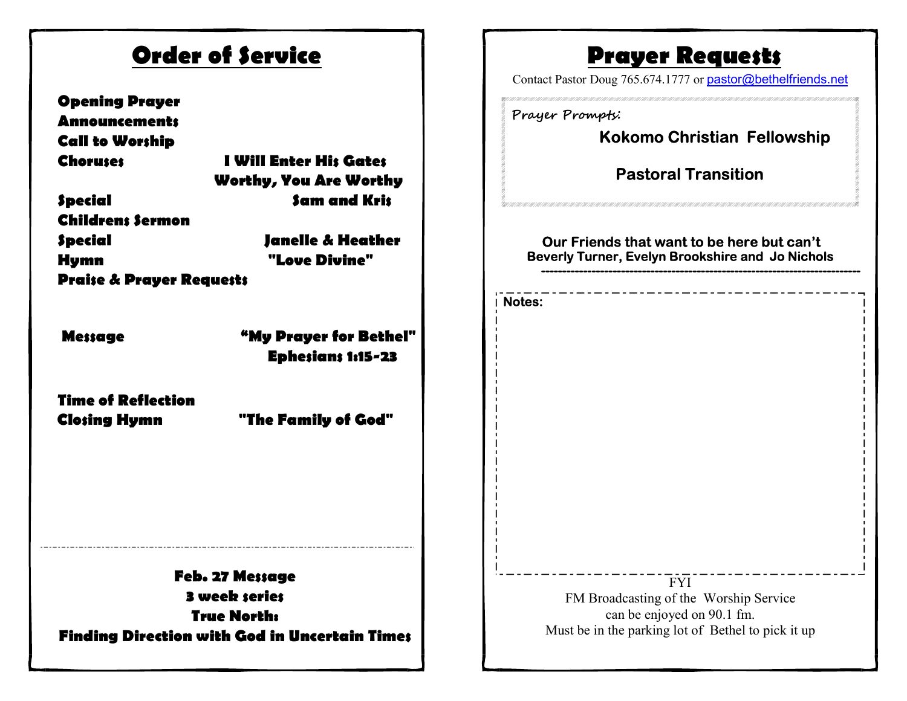# Order of Service

**Opening Prayer**
**Announcements**
**Call to Worship**
**Choruses** — **I Will Enter His Gates**; **Worthy, You Are Worthy**
**Special** — **Sam and Kris**
**Childrens Sermon**
**Special** — **Janelle & Heather**
**Hymn** — **"Love Divine"**
**Praise & Prayer Requests**

**Message** — **"My Prayer for Bethel"** **Ephesians 1:15-23**

**Time of Reflection**
**Closing Hymn** — **"The Family of God"**

---

**Feb. 27 Message**
**3 week series**
**True North:**
**Finding Direction with God in Uncertain Times**

# Prayer Requests

Contact Pastor Doug 765.674.1777 or pastor@bethelfriends.net

*Prayer Prompts:*

**Kokomo Christian Fellowship**

**Pastoral Transition**

**Our Friends that want to be here but can't**
**Beverly Turner, Evelyn Brookshire and Jo Nichols**

---

**Notes:**

FYI
FM Broadcasting of the Worship Service
can be enjoyed on 90.1 fm.
Must be in the parking lot of Bethel to pick it up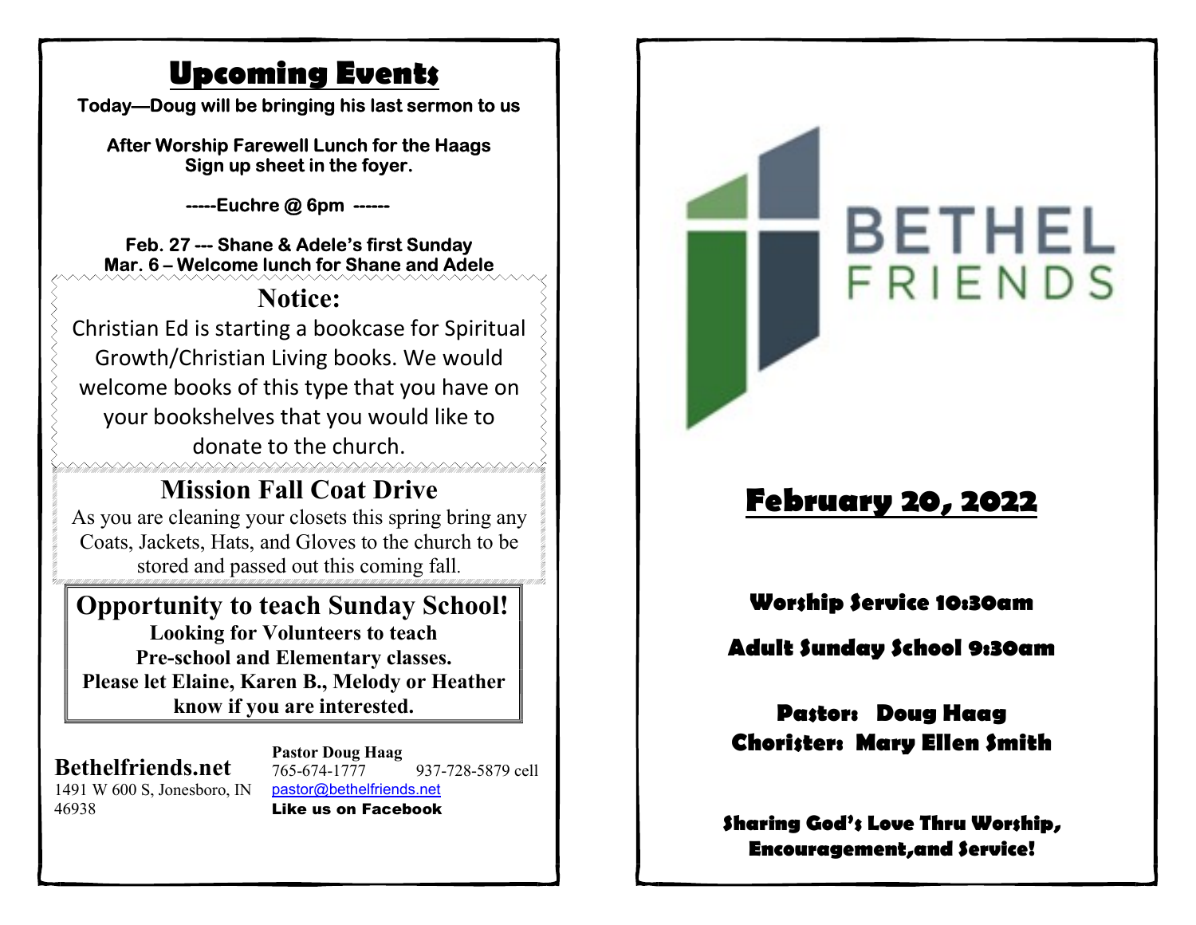# Upcoming Events

**Today—Doug will be bringing his last sermon to us**

**After Worship Farewell Lunch for the Haags**
**Sign up sheet in the foyer.**

**-----Euchre @ 6pm ------**

**Feb. 27 --- Shane & Adele's first Sunday**
**Mar. 6 – Welcome lunch for Shane and Adele**

## Notice:

Christian Ed is starting a bookcase for Spiritual Growth/Christian Living books. We would welcome books of this type that you have on your bookshelves that you would like to donate to the church.

## Mission Fall Coat Drive

As you are cleaning your closets this spring bring any Coats, Jackets, Hats, and Gloves to the church to be stored and passed out this coming fall.

## Opportunity to teach Sunday School!

**Looking for Volunteers to teach Pre-school and Elementary classes.**
**Please let Elaine, Karen B., Melody or Heather know if you are interested.**

**Bethelfriends.net**
1491 W 600 S, Jonesboro, IN 46938

**Pastor Doug Haag**
765-674-1777 937-728-5879 cell
pastor@bethelfriends.net
**Like us on Facebook**

BETHEL FRIENDS

# February 20, 2022

**Worship Service 10:30am**

**Adult Sunday School 9:30am**

**Pastor: Doug Haag**
**Chorister: Mary Ellen Smith**

**Sharing God's Love Thru Worship, Encouragement,and Service!**